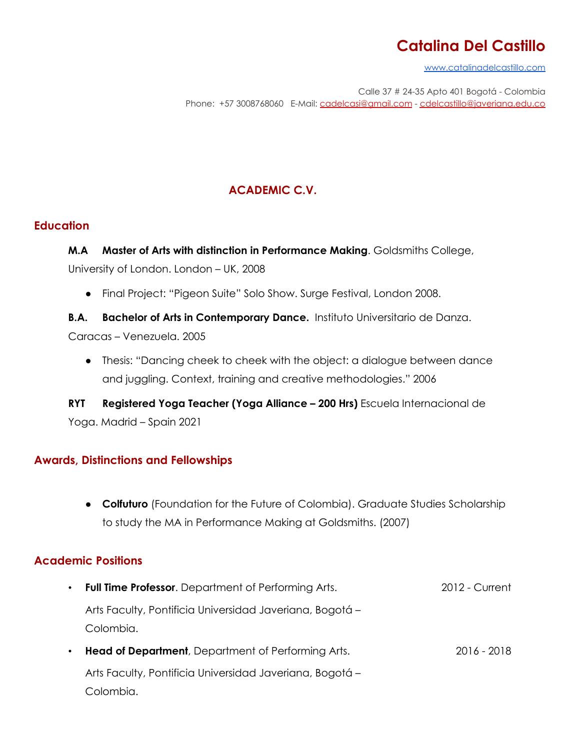# Catalina Del Castillo

www.catalinadelcastillo.com

Calle 37 # 24-35 Apto 401 Bogotá - Colombia
Phone: +57 3008768060 E-Mail: cadelcasi@gmail.com - cdelcastillo@javeriana.edu.co

## ACADEMIC C.V.

## Education

**M.A** **Master of Arts with distinction in Performance Making**. Goldsmiths College, University of London. London – UK, 2008

- Final Project: "Pigeon Suite" Solo Show. Surge Festival, London 2008.

**B.A.** **Bachelor of Arts in Contemporary Dance.** Instituto Universitario de Danza. Caracas – Venezuela. 2005

- Thesis: "Dancing cheek to cheek with the object: a dialogue between dance and juggling. Context, training and creative methodologies." 2006

**RYT** **Registered Yoga Teacher (Yoga Alliance – 200 Hrs)** Escuela Internacional de Yoga. Madrid – Spain 2021

## Awards, Distinctions and Fellowships

- **Colfuturo** (Foundation for the Future of Colombia). Graduate Studies Scholarship to study the MA in Performance Making at Goldsmiths. (2007)

## Academic Positions

- **Full Time Professor**. Department of Performing Arts. 2012 - Current
  Arts Faculty, Pontificia Universidad Javeriana, Bogotá – Colombia.
- **Head of Department**, Department of Performing Arts. 2016 - 2018
  Arts Faculty, Pontificia Universidad Javeriana, Bogotá – Colombia.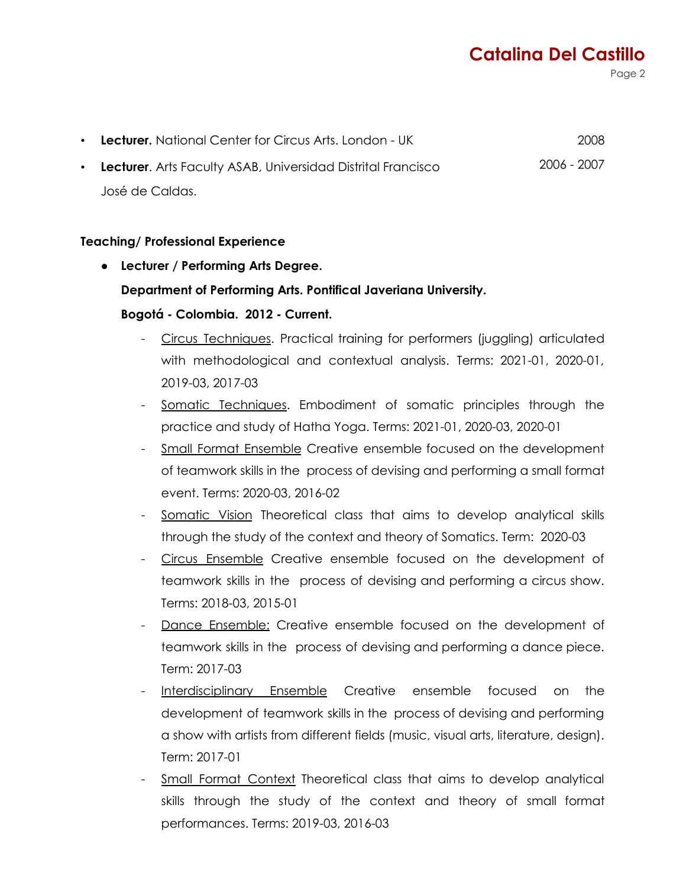- **Lecturer.** National Center for Circus Arts. London - UK 2008
- **Lecturer**. Arts Faculty ASAB, Universidad Distrital Francisco José de Caldas. 2006 - 2007

**Teaching/ Professional Experience**

- **Lecturer / Performing Arts Degree.**
  **Department of Performing Arts. Pontifical Javeriana University.**
  **Bogotá - Colombia. 2012 - Current.**
    - Circus Techniques. Practical training for performers (juggling) articulated with methodological and contextual analysis. Terms: 2021-01, 2020-01, 2019-03, 2017-03
    - Somatic Techniques. Embodiment of somatic principles through the practice and study of Hatha Yoga. Terms: 2021-01, 2020-03, 2020-01
    - Small Format Ensemble Creative ensemble focused on the development of teamwork skills in the process of devising and performing a small format event. Terms: 2020-03, 2016-02
    - Somatic Vision Theoretical class that aims to develop analytical skills through the study of the context and theory of Somatics. Term: 2020-03
    - Circus Ensemble Creative ensemble focused on the development of teamwork skills in the process of devising and performing a circus show. Terms: 2018-03, 2015-01
    - Dance Ensemble: Creative ensemble focused on the development of teamwork skills in the process of devising and performing a dance piece. Term: 2017-03
    - Interdisciplinary Ensemble Creative ensemble focused on the development of teamwork skills in the process of devising and performing a show with artists from different fields (music, visual arts, literature, design). Term: 2017-01
    - Small Format Context Theoretical class that aims to develop analytical skills through the study of the context and theory of small format performances. Terms: 2019-03, 2016-03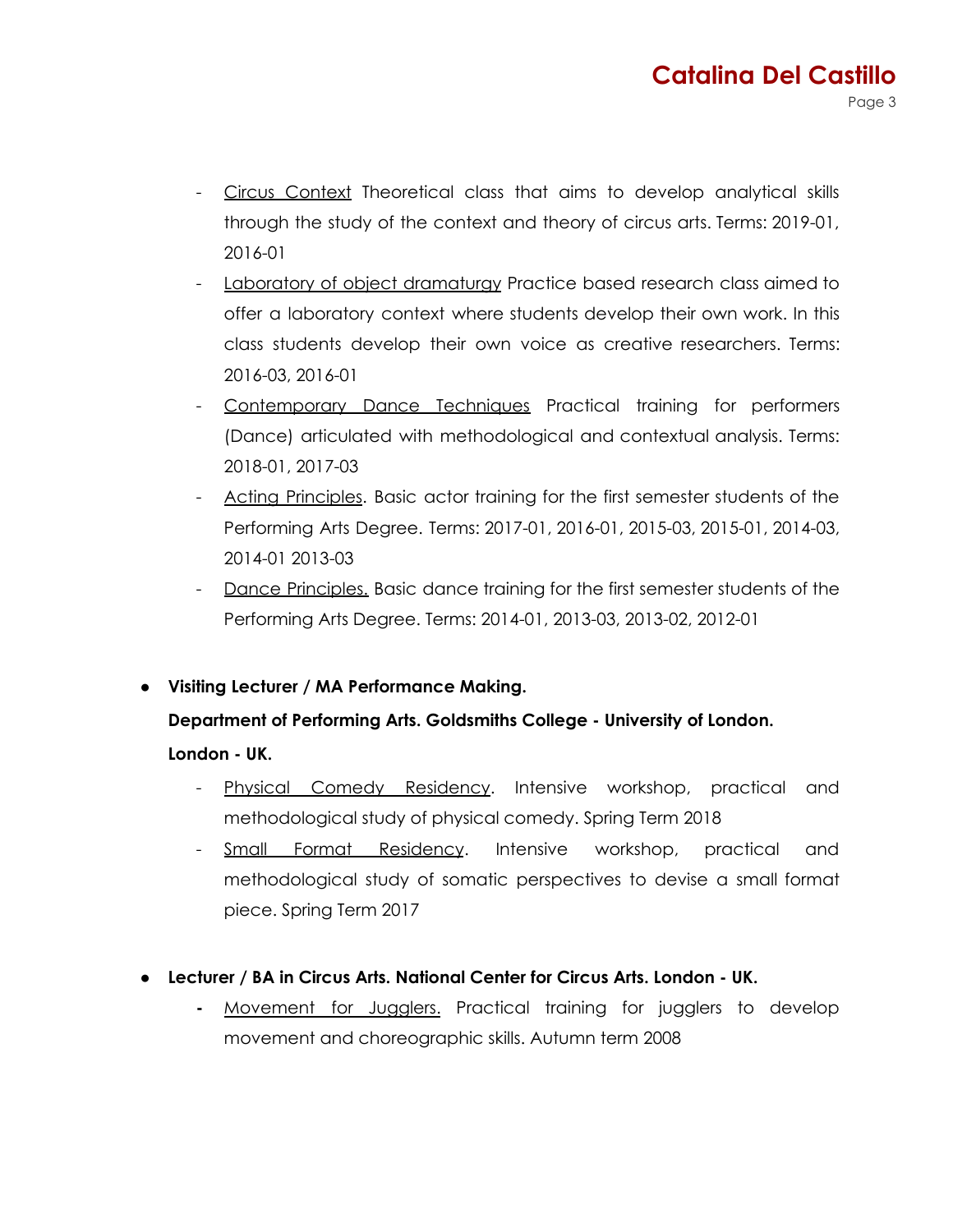- <u>Circus Context</u> Theoretical class that aims to develop analytical skills through the study of the context and theory of circus arts. Terms: 2019-01, 2016-01
- <u>Laboratory of object dramaturgy</u> Practice based research class aimed to offer a laboratory context where students develop their own work. In this class students develop their own voice as creative researchers. Terms: 2016-03, 2016-01
- <u>Contemporary Dance Techniques</u> Practical training for performers (Dance) articulated with methodological and contextual analysis. Terms: 2018-01, 2017-03
- <u>Acting Principles</u>. Basic actor training for the first semester students of the Performing Arts Degree. Terms: 2017-01, 2016-01, 2015-03, 2015-01, 2014-03, 2014-01 2013-03
- <u>Dance Principles.</u> Basic dance training for the first semester students of the Performing Arts Degree. Terms: 2014-01, 2013-03, 2013-02, 2012-01

- **Visiting Lecturer / MA Performance Making.**
  **Department of Performing Arts. Goldsmiths College - University of London.**
  **London - UK.**
  - <u>Physical Comedy Residency</u>. Intensive workshop, practical and methodological study of physical comedy. Spring Term 2018
  - <u>Small Format Residency</u>. Intensive workshop, practical and methodological study of somatic perspectives to devise a small format piece. Spring Term 2017

- **Lecturer / BA in Circus Arts. National Center for Circus Arts. London - UK.**
  - <u>Movement for Jugglers.</u> Practical training for jugglers to develop movement and choreographic skills. Autumn term 2008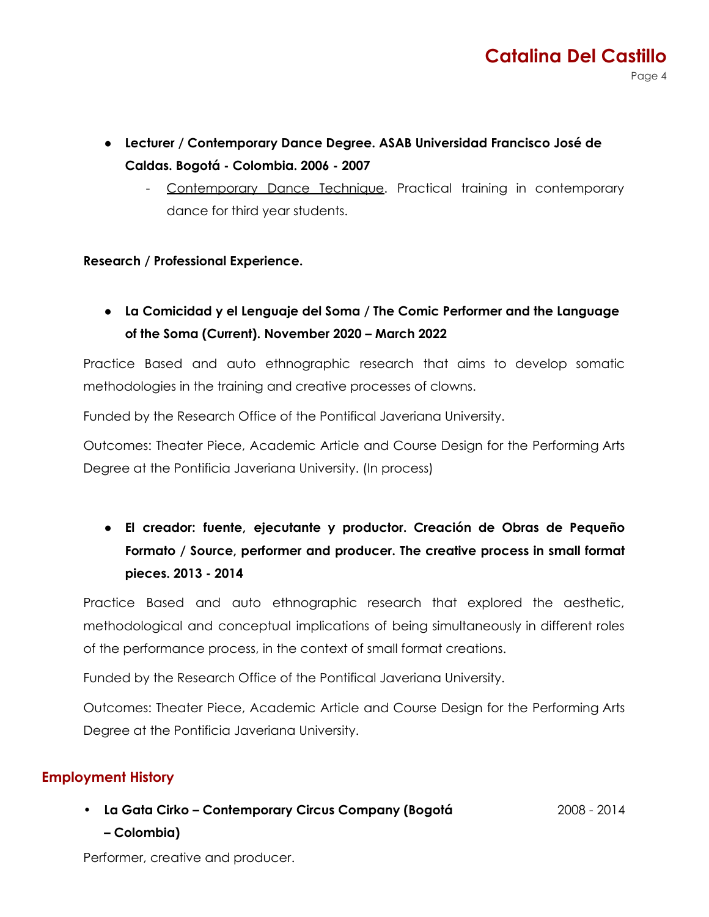- **Lecturer / Contemporary Dance Degree. ASAB Universidad Francisco José de Caldas. Bogotá - Colombia. 2006 - 2007**
    - Contemporary Dance Technique. Practical training in contemporary dance for third year students.

**Research / Professional Experience.**

- **La Comicidad y el Lenguaje del Soma / The Comic Performer and the Language of the Soma (Current). November 2020 – March 2022**

Practice Based and auto ethnographic research that aims to develop somatic methodologies in the training and creative processes of clowns.

Funded by the Research Office of the Pontifical Javeriana University.

Outcomes: Theater Piece, Academic Article and Course Design for the Performing Arts Degree at the Pontificia Javeriana University. (In process)

- **El creador: fuente, ejecutante y productor. Creación de Obras de Pequeño Formato / Source, performer and producer. The creative process in small format pieces. 2013 - 2014**

Practice Based and auto ethnographic research that explored the aesthetic, methodological and conceptual implications of being simultaneously in different roles of the performance process, in the context of small format creations.

Funded by the Research Office of the Pontifical Javeriana University.

Outcomes: Theater Piece, Academic Article and Course Design for the Performing Arts Degree at the Pontificia Javeriana University.

## Employment History

- **La Gata Cirko – Contemporary Circus Company (Bogotá – Colombia)** 2008 - 2014

Performer, creative and producer.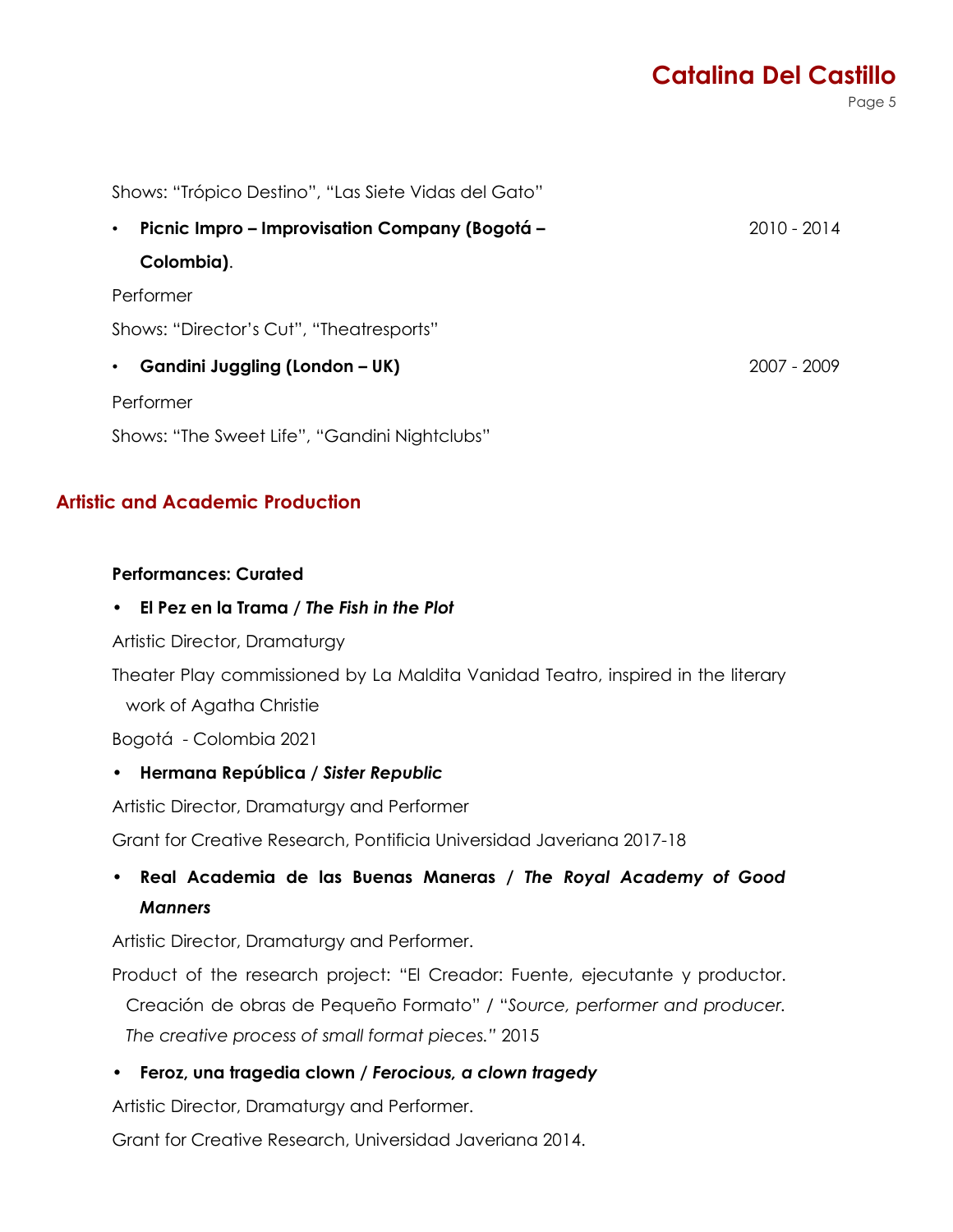Shows: “Trópico Destino”, “Las Siete Vidas del Gato”

- **Picnic Impro – Improvisation Company (Bogotá – Colombia)**. 2010 - 2014

Performer

Shows: “Director’s Cut”, “Theatresports”

- **Gandini Juggling (London – UK)** 2007 - 2009

Performer

Shows: “The Sweet Life”, “Gandini Nightclubs”

## Artistic and Academic Production

**Performances: Curated**

- **El Pez en la Trama / *The Fish in the Plot***

Artistic Director, Dramaturgy

Theater Play commissioned by La Maldita Vanidad Teatro, inspired in the literary work of Agatha Christie

Bogotá - Colombia 2021

- **Hermana República / *Sister Republic***

Artistic Director, Dramaturgy and Performer

Grant for Creative Research, Pontificia Universidad Javeriana 2017-18

- **Real Academia de las Buenas Maneras / *The Royal Academy of Good Manners***

Artistic Director, Dramaturgy and Performer.

Product of the research project: “El Creador: Fuente, ejecutante y productor. Creación de obras de Pequeño Formato” / “*Source, performer and producer. The creative process of small format pieces.”* 2015

- **Feroz, una tragedia clown / *Ferocious, a clown tragedy***

Artistic Director, Dramaturgy and Performer.

Grant for Creative Research, Universidad Javeriana 2014.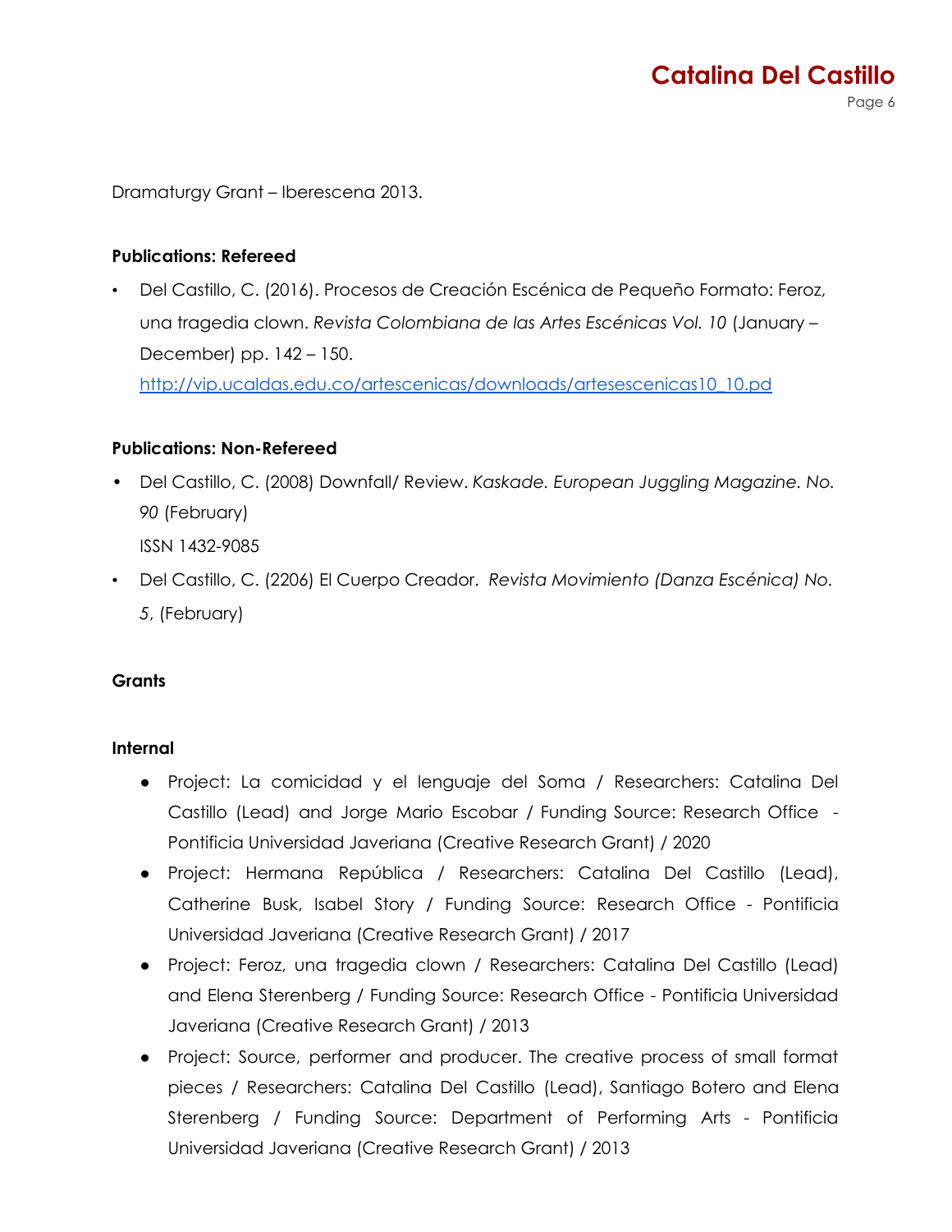Dramaturgy Grant – Iberescena 2013.

**Publications: Refereed**

- Del Castillo, C. (2016). Procesos de Creación Escénica de Pequeño Formato: Feroz, una tragedia clown. *Revista Colombiana de las Artes Escénicas Vol. 10* (January – December) pp. 142 – 150. http://vip.ucaldas.edu.co/artescenicas/downloads/artesescenicas10_10.pd

**Publications: Non-Refereed**

- Del Castillo, C. (2008) Downfall/ Review. *Kaskade. European Juggling Magazine. No. 90* (February)
  ISSN 1432-9085
- Del Castillo, C. (2206) El Cuerpo Creador. *Revista Movimiento (Danza Escénica) No. 5*, (February)

**Grants**

**Internal**

- Project: La comicidad y el lenguaje del Soma / Researchers: Catalina Del Castillo (Lead) and Jorge Mario Escobar / Funding Source: Research Office - Pontificia Universidad Javeriana (Creative Research Grant) / 2020
- Project: Hermana República / Researchers: Catalina Del Castillo (Lead), Catherine Busk, Isabel Story / Funding Source: Research Office - Pontificia Universidad Javeriana (Creative Research Grant) / 2017
- Project: Feroz, una tragedia clown / Researchers: Catalina Del Castillo (Lead) and Elena Sterenberg / Funding Source: Research Office - Pontificia Universidad Javeriana (Creative Research Grant) / 2013
- Project: Source, performer and producer. The creative process of small format pieces / Researchers: Catalina Del Castillo (Lead), Santiago Botero and Elena Sterenberg / Funding Source: Department of Performing Arts - Pontificia Universidad Javeriana (Creative Research Grant) / 2013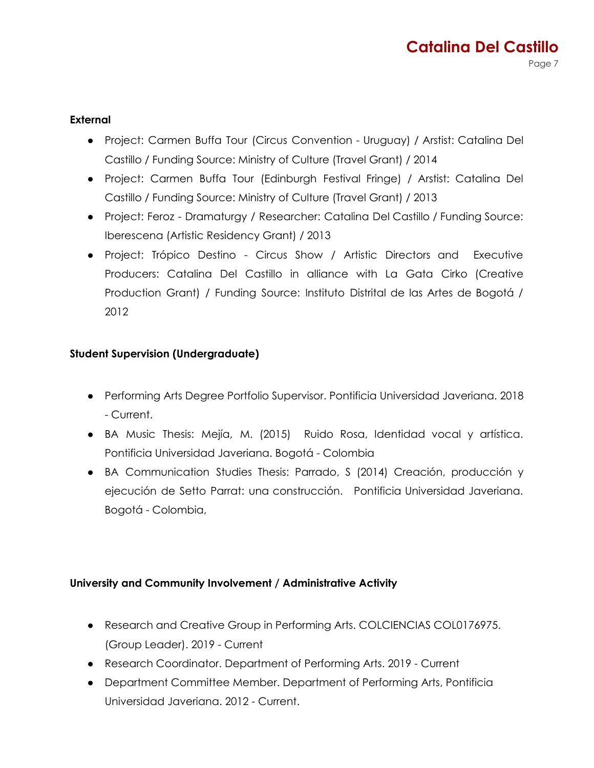**External**

- Project: Carmen Buffa Tour (Circus Convention - Uruguay) / Arstist: Catalina Del Castillo / Funding Source: Ministry of Culture (Travel Grant) / 2014
- Project: Carmen Buffa Tour (Edinburgh Festival Fringe) / Arstist: Catalina Del Castillo / Funding Source: Ministry of Culture (Travel Grant) / 2013
- Project: Feroz - Dramaturgy / Researcher: Catalina Del Castillo / Funding Source: Iberescena (Artistic Residency Grant) / 2013
- Project: Trópico Destino - Circus Show / Artistic Directors and Executive Producers: Catalina Del Castillo in alliance with La Gata Cirko (Creative Production Grant) / Funding Source: Instituto Distrital de las Artes de Bogotá / 2012

**Student Supervision (Undergraduate)**

- Performing Arts Degree Portfolio Supervisor. Pontificia Universidad Javeriana. 2018 - Current.
- BA Music Thesis: Mejía, M. (2015) Ruido Rosa, Identidad vocal y artística. Pontificia Universidad Javeriana. Bogotá - Colombia
- BA Communication Studies Thesis: Parrado, S (2014) Creación, producción y ejecución de Setto Parrat: una construcción. Pontificia Universidad Javeriana. Bogotá - Colombia,

**University and Community Involvement / Administrative Activity**

- Research and Creative Group in Performing Arts. COLCIENCIAS COL0176975. (Group Leader). 2019 - Current
- Research Coordinator. Department of Performing Arts. 2019 - Current
- Department Committee Member. Department of Performing Arts, Pontificia Universidad Javeriana. 2012 - Current.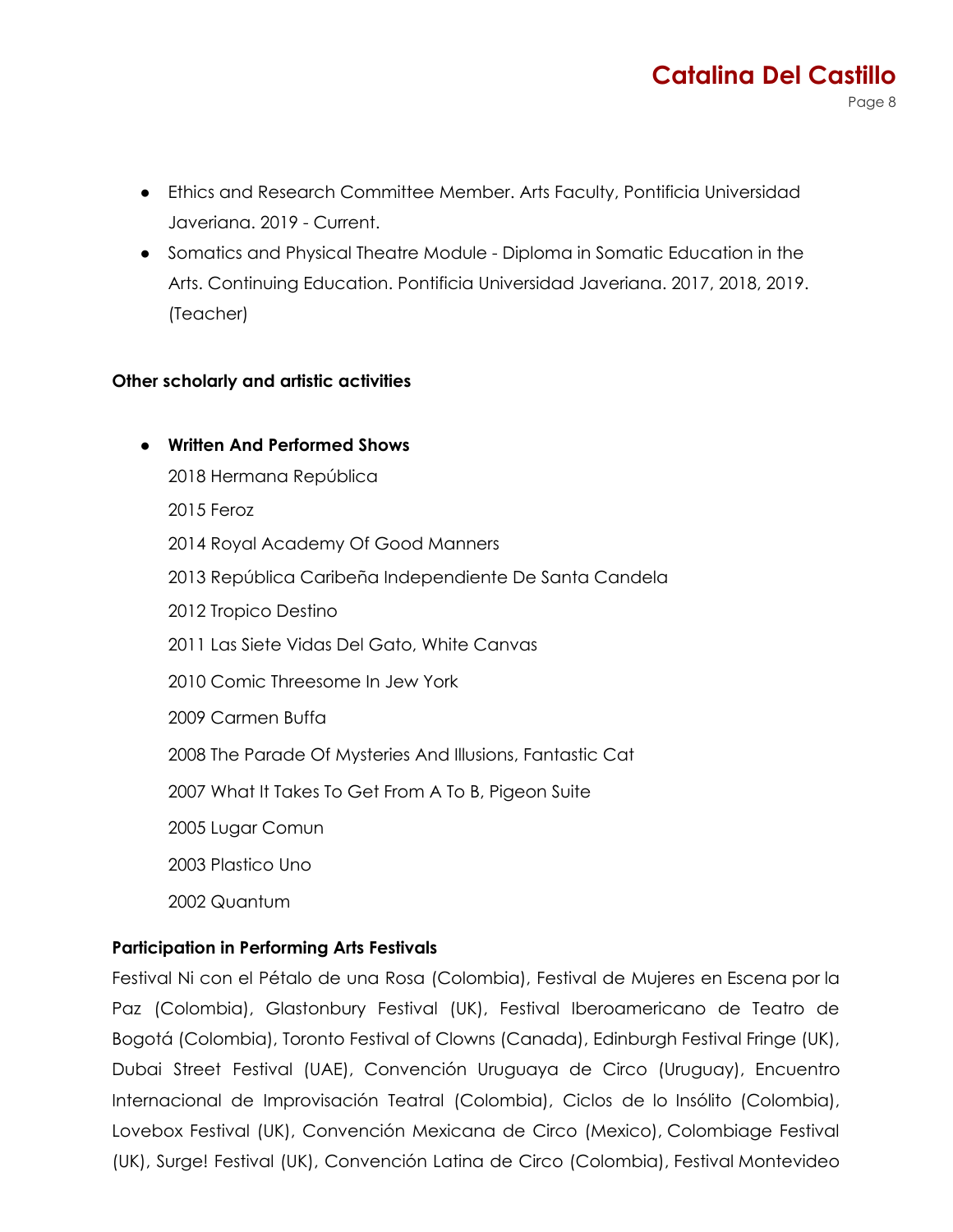- Ethics and Research Committee Member. Arts Faculty, Pontificia Universidad Javeriana. 2019 - Current.
- Somatics and Physical Theatre Module - Diploma in Somatic Education in the Arts. Continuing Education. Pontificia Universidad Javeriana. 2017, 2018, 2019. (Teacher)

**Other scholarly and artistic activities**

- **Written And Performed Shows**

  2018 Hermana República

  2015 Feroz

  2014 Royal Academy Of Good Manners

  2013 República Caribeña Independiente De Santa Candela

  2012 Tropico Destino

  2011 Las Siete Vidas Del Gato, White Canvas

  2010 Comic Threesome In Jew York

  2009 Carmen Buffa

  2008 The Parade Of Mysteries And Illusions, Fantastic Cat

  2007 What It Takes To Get From A To B, Pigeon Suite

  2005 Lugar Comun

  2003 Plastico Uno

  2002 Quantum

**Participation in Performing Arts Festivals**

Festival Ni con el Pétalo de una Rosa (Colombia), Festival de Mujeres en Escena por la Paz (Colombia), Glastonbury Festival (UK), Festival Iberoamericano de Teatro de Bogotá (Colombia), Toronto Festival of Clowns (Canada), Edinburgh Festival Fringe (UK), Dubai Street Festival (UAE), Convención Uruguaya de Circo (Uruguay), Encuentro Internacional de Improvisación Teatral (Colombia), Ciclos de lo Insólito (Colombia), Lovebox Festival (UK), Convención Mexicana de Circo (Mexico), Colombiage Festival (UK), Surge! Festival (UK), Convención Latina de Circo (Colombia), Festival Montevideo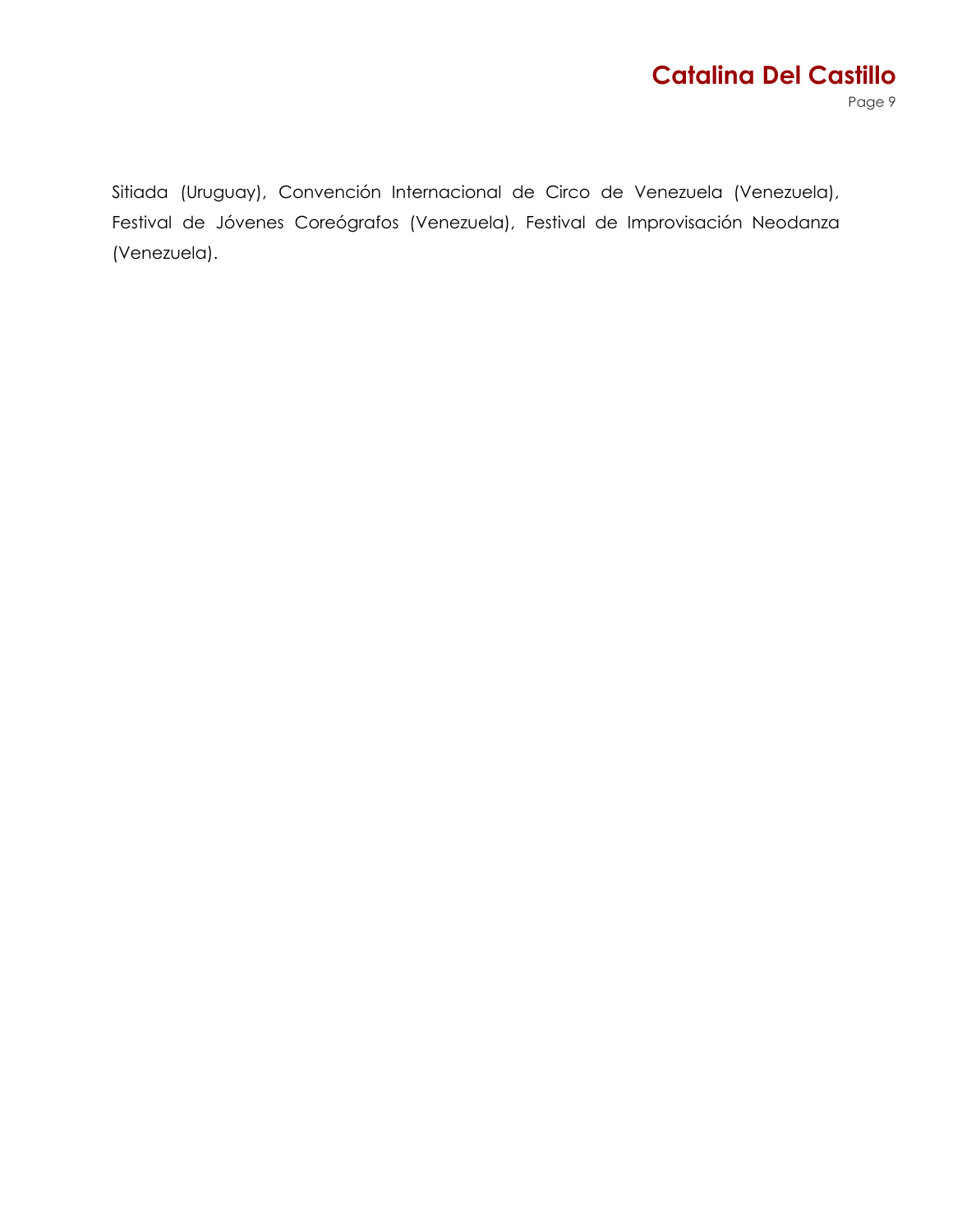Sitiada (Uruguay), Convención Internacional de Circo de Venezuela (Venezuela), Festival de Jóvenes Coreógrafos (Venezuela), Festival de Improvisación Neodanza (Venezuela).